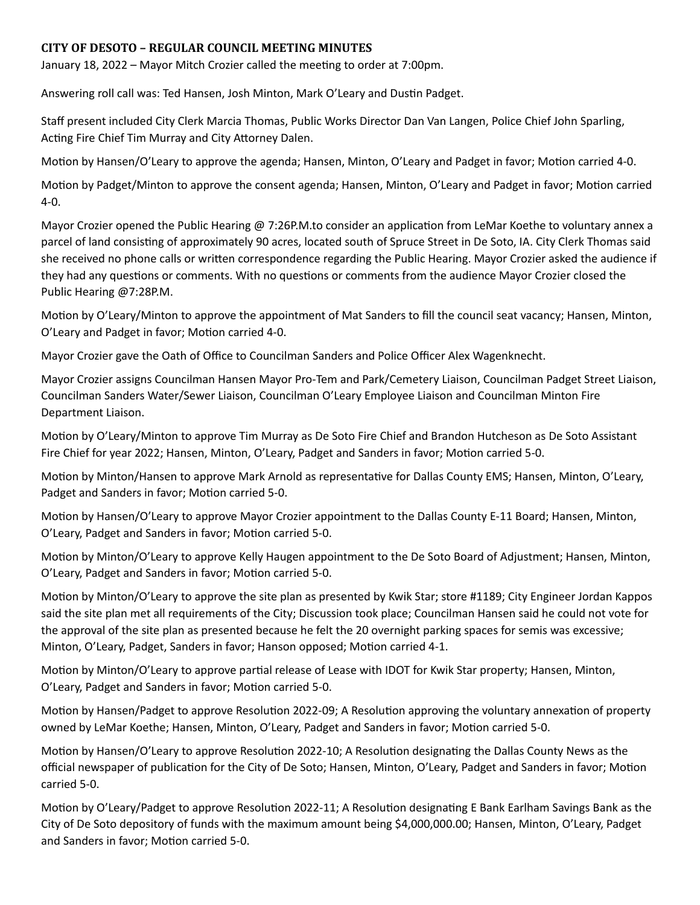**CITY OF DESOTO – REGULAR COUNCIL MEETING MINUTES**

January 18, 2022 – Mayor Mitch Crozier called the meeting to order at 7:00pm.

Answering roll call was: Ted Hansen, Josh Minton, Mark O'Leary and Dustin Padget.

Staff present included City Clerk Marcia Thomas, Public Works Director Dan Van Langen, Police Chief John Sparling, Acting Fire Chief Tim Murray and City Attorney Dalen.

Motion by Hansen/O'Leary to approve the agenda; Hansen, Minton, O'Leary and Padget in favor; Motion carried 4-0.

Motion by Padget/Minton to approve the consent agenda; Hansen, Minton, O'Leary and Padget in favor; Motion carried 4-0.

Mayor Crozier opened the Public Hearing @ 7:26P.M.to consider an application from LeMar Koethe to voluntary annex a parcel of land consisting of approximately 90 acres, located south of Spruce Street in De Soto, IA. City Clerk Thomas said she received no phone calls or written correspondence regarding the Public Hearing. Mayor Crozier asked the audience if they had any questions or comments. With no questions or comments from the audience Mayor Crozier closed the Public Hearing @7:28P.M.

Motion by O'Leary/Minton to approve the appointment of Mat Sanders to fill the council seat vacancy; Hansen, Minton, O'Leary and Padget in favor; Motion carried 4-0.

Mayor Crozier gave the Oath of Office to Councilman Sanders and Police Officer Alex Wagenknecht.

Mayor Crozier assigns Councilman Hansen Mayor Pro-Tem and Park/Cemetery Liaison, Councilman Padget Street Liaison, Councilman Sanders Water/Sewer Liaison, Councilman O'Leary Employee Liaison and Councilman Minton Fire Department Liaison.

Motion by O'Leary/Minton to approve Tim Murray as De Soto Fire Chief and Brandon Hutcheson as De Soto Assistant Fire Chief for year 2022; Hansen, Minton, O'Leary, Padget and Sanders in favor; Motion carried 5-0.

Motion by Minton/Hansen to approve Mark Arnold as representative for Dallas County EMS; Hansen, Minton, O'Leary, Padget and Sanders in favor; Motion carried 5-0.

Motion by Hansen/O'Leary to approve Mayor Crozier appointment to the Dallas County E-11 Board; Hansen, Minton, O'Leary, Padget and Sanders in favor; Motion carried 5-0.

Motion by Minton/O'Leary to approve Kelly Haugen appointment to the De Soto Board of Adjustment; Hansen, Minton, O'Leary, Padget and Sanders in favor; Motion carried 5-0.

Motion by Minton/O'Leary to approve the site plan as presented by Kwik Star; store #1189; City Engineer Jordan Kappos said the site plan met all requirements of the City; Discussion took place; Councilman Hansen said he could not vote for the approval of the site plan as presented because he felt the 20 overnight parking spaces for semis was excessive; Minton, O'Leary, Padget, Sanders in favor; Hanson opposed; Motion carried 4-1.

Motion by Minton/O'Leary to approve partial release of Lease with IDOT for Kwik Star property; Hansen, Minton, O'Leary, Padget and Sanders in favor; Motion carried 5-0.

Motion by Hansen/Padget to approve Resolution 2022-09; A Resolution approving the voluntary annexation of property owned by LeMar Koethe; Hansen, Minton, O'Leary, Padget and Sanders in favor; Motion carried 5-0.

Motion by Hansen/O'Leary to approve Resolution 2022-10; A Resolution designating the Dallas County News as the official newspaper of publication for the City of De Soto; Hansen, Minton, O'Leary, Padget and Sanders in favor; Motion carried 5-0.

Motion by O'Leary/Padget to approve Resolution 2022-11; A Resolution designating E Bank Earlham Savings Bank as the City of De Soto depository of funds with the maximum amount being $4,000,000.00; Hansen, Minton, O'Leary, Padget and Sanders in favor; Motion carried 5-0.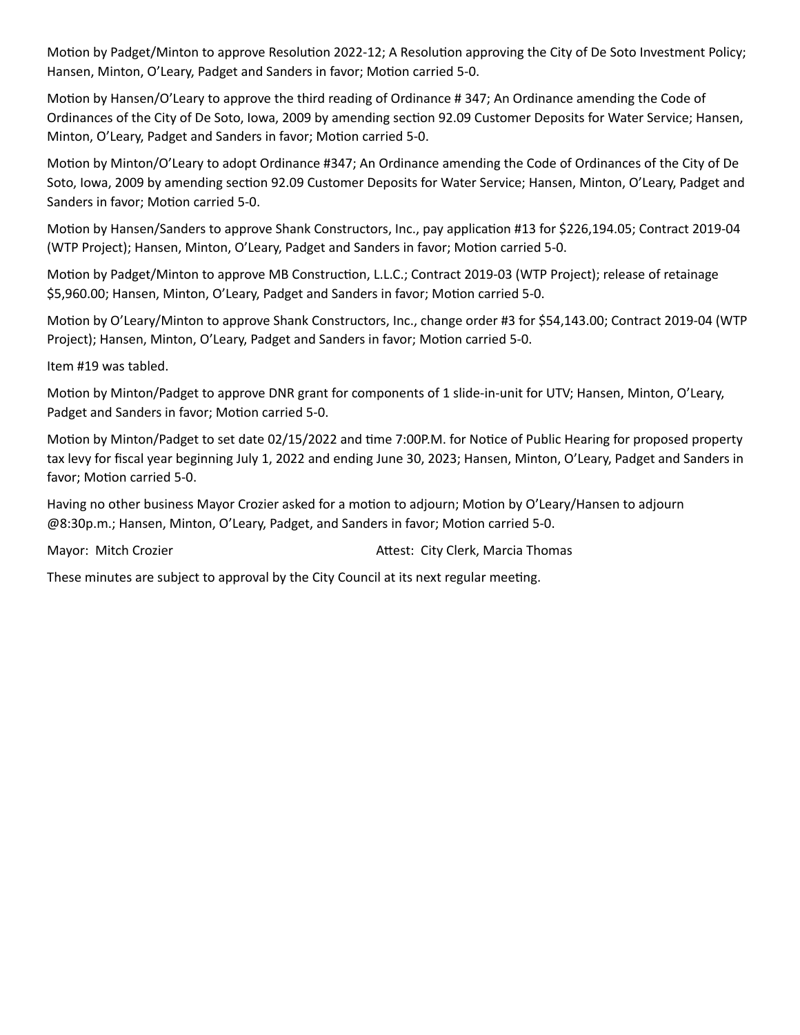Motion by Padget/Minton to approve Resolution 2022-12; A Resolution approving the City of De Soto Investment Policy; Hansen, Minton, O'Leary, Padget and Sanders in favor; Motion carried 5-0.

Motion by Hansen/O'Leary to approve the third reading of Ordinance # 347; An Ordinance amending the Code of Ordinances of the City of De Soto, Iowa, 2009 by amending section 92.09 Customer Deposits for Water Service; Hansen, Minton, O'Leary, Padget and Sanders in favor; Motion carried 5-0.

Motion by Minton/O'Leary to adopt Ordinance #347; An Ordinance amending the Code of Ordinances of the City of De Soto, Iowa, 2009 by amending section 92.09 Customer Deposits for Water Service; Hansen, Minton, O'Leary, Padget and Sanders in favor; Motion carried 5-0.

Motion by Hansen/Sanders to approve Shank Constructors, Inc., pay application #13 for $226,194.05; Contract 2019-04 (WTP Project); Hansen, Minton, O'Leary, Padget and Sanders in favor; Motion carried 5-0.

Motion by Padget/Minton to approve MB Construction, L.L.C.; Contract 2019-03 (WTP Project); release of retainage $5,960.00; Hansen, Minton, O'Leary, Padget and Sanders in favor; Motion carried 5-0.

Motion by O'Leary/Minton to approve Shank Constructors, Inc., change order #3 for $54,143.00; Contract 2019-04 (WTP Project); Hansen, Minton, O'Leary, Padget and Sanders in favor; Motion carried 5-0.

Item #19 was tabled.

Motion by Minton/Padget to approve DNR grant for components of 1 slide-in-unit for UTV; Hansen, Minton, O'Leary, Padget and Sanders in favor; Motion carried 5-0.

Motion by Minton/Padget to set date 02/15/2022 and time 7:00P.M. for Notice of Public Hearing for proposed property tax levy for fiscal year beginning July 1, 2022 and ending June 30, 2023; Hansen, Minton, O'Leary, Padget and Sanders in favor; Motion carried 5-0.

Having no other business Mayor Crozier asked for a motion to adjourn; Motion by O'Leary/Hansen to adjourn @8:30p.m.; Hansen, Minton, O'Leary, Padget, and Sanders in favor; Motion carried 5-0.

Mayor: Mitch Crozier Attest: City Clerk, Marcia Thomas

These minutes are subject to approval by the City Council at its next regular meeting.